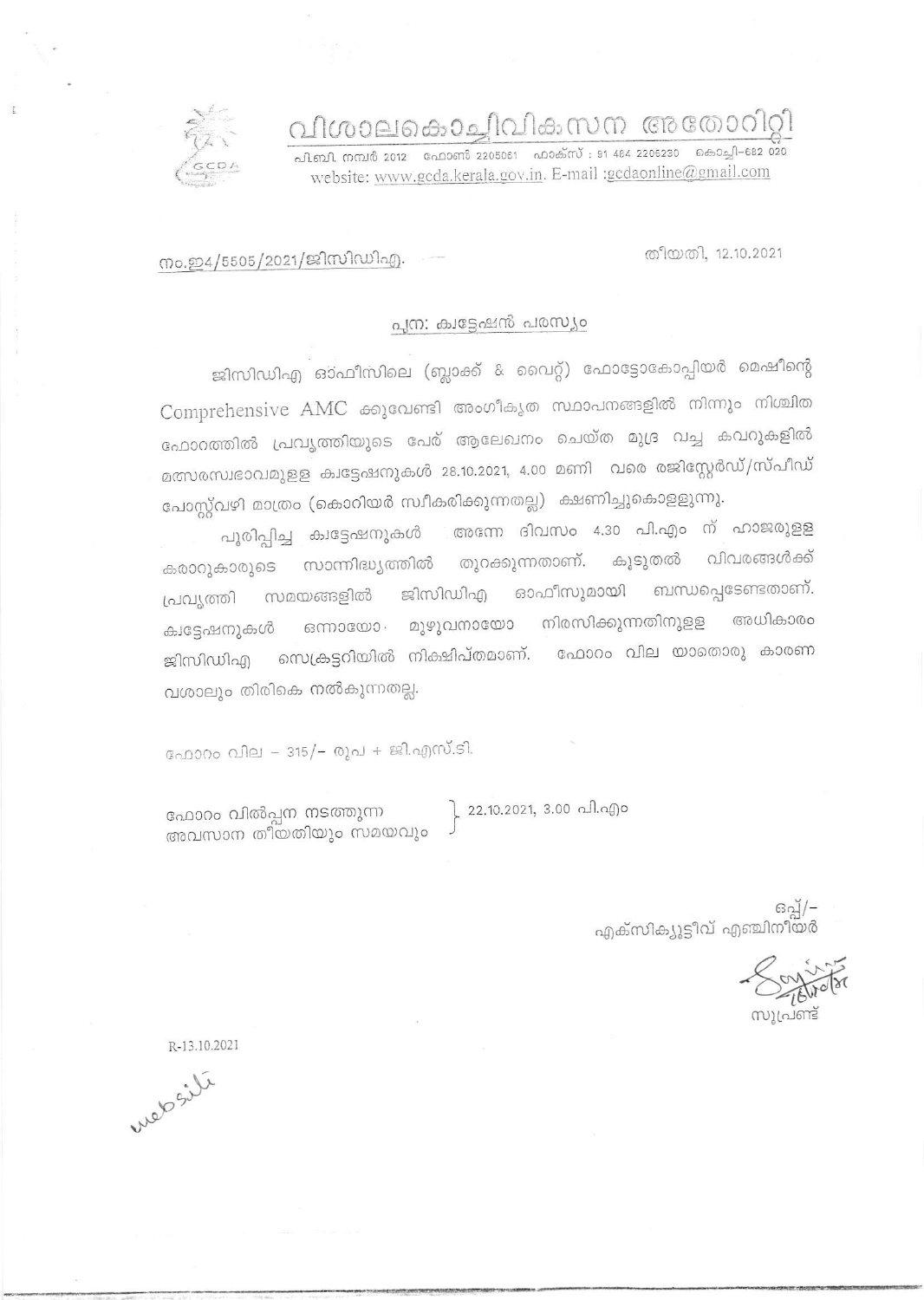# വിശാലകൊച്ചിവികസന അതോറിറ്റി

പി.ബി. നമ്പർ 2012 ഫോൺ 2205061 ഫാക്സ് : 91 484 2206230 കൊച്ചി-682 020
website: www.gcda.kerala.gov.in. E-mail :gcdaonline@gmail.com

നം.ഇ4/5505/2021/ജിസിഡിഎ. തീയതി, 12.10.2021

## പുന: ക്വട്ടേഷൻ പരസ്യം

ജിസിഡിഎ ഓഫീസിലെ (ബ്ലാക്ക് & വൈറ്റ്) ഫോട്ടോകോപ്പിയർ മെഷീന്റെ Comprehensive AMC ക്കുവേണ്ടി അംഗീകൃത സ്ഥാപനങ്ങളിൽ നിന്നും നിശ്ചിത ഫോറത്തിൽ പ്രവൃത്തിയുടെ പേര് ആലേഖനം ചെയ്ത മുദ്ര വച്ച കവറുകളിൽ മത്സരസ്വഭാവമുള്ള ക്വട്ടേഷനുകൾ 28.10.2021, 4.00 മണി വരെ രജിസ്റ്റേർഡ്/സ്പീഡ് പോസ്റ്റ്വഴി മാത്രം (കൊറിയർ സ്വീകരിക്കുന്നതല്ല) ക്ഷണിച്ചുകൊള്ളുന്നു.

പൂരിപ്പിച്ച ക്വട്ടേഷനുകൾ അന്നേ ദിവസം 4.30 പി.എം ന് ഹാജരുള്ള കരാറുകാരുടെ സാന്നിദ്ധ്യത്തിൽ തുറക്കുന്നതാണ്. കൂടുതൽ വിവരങ്ങൾക്ക് പ്രവൃത്തി സമയങ്ങളിൽ ജിസിഡിഎ ഓഫീസുമായി ബന്ധപ്പെടേണ്ടതാണ്. ക്വട്ടേഷനുകൾ ഒന്നായോ മുഴുവനായോ നിരസിക്കുന്നതിനുള്ള അധികാരം ജിസിഡിഎ സെക്രട്ടറിയിൽ നിക്ഷിപ്തമാണ്. ഫോറം വില യാതൊരു കാരണ വശാലും തിരികെ നൽകുന്നതല്ല.

ഫോറം വില – 315/- രൂപ + ജി.എസ്.ടി.

ഫോറം വിൽപ്പന നടത്തുന്ന അവസാന തീയതിയും സമയവും } 22.10.2021, 3.00 പി.എം

ഒപ്പ്/-
എക്സിക്യൂട്ടീവ് എഞ്ചിനീയർ

സൂപ്രണ്ട്

R-13.10.2021

website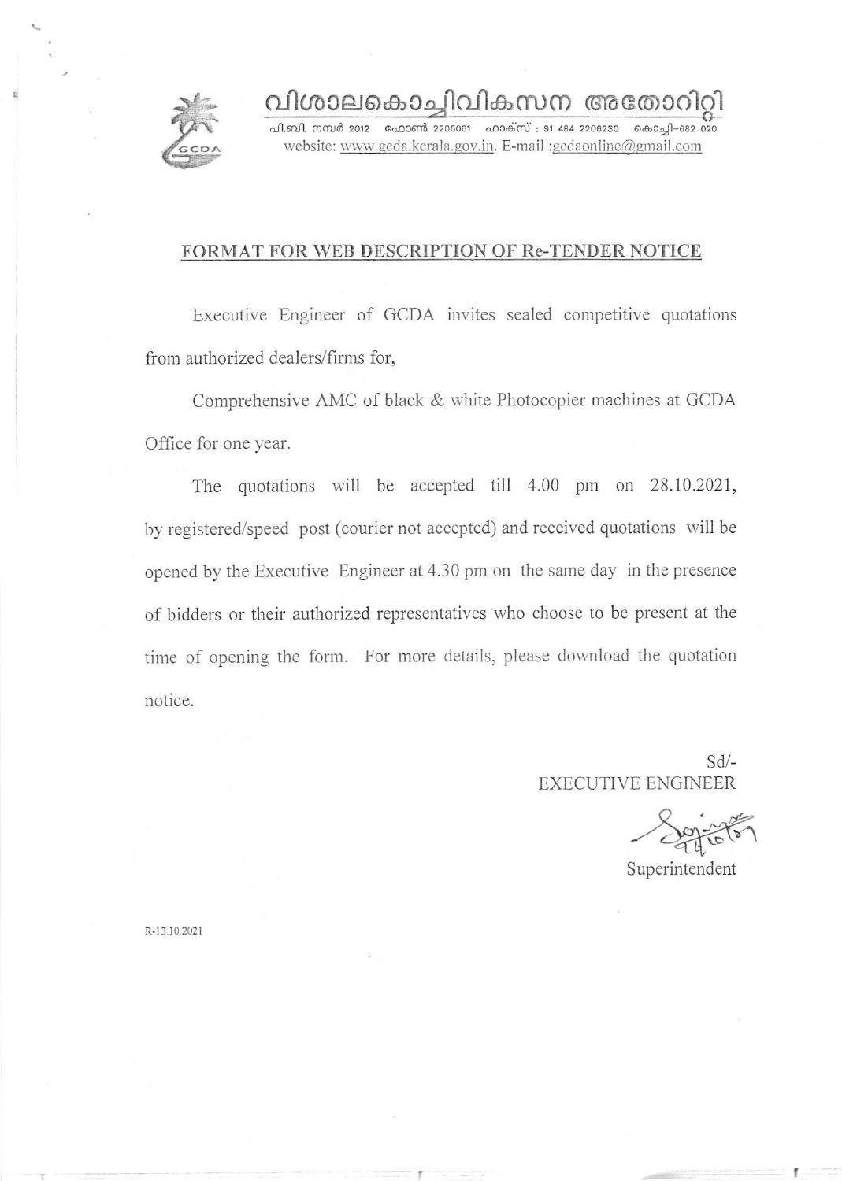വിശാലകൊച്ചിവികസന അതോറിറ്റി

പി.ബി. നമ്പർ 2012 ഫോൺ 2205061 ഫാക്സ് : 91 484 2206230 കൊച്ചി–682 020

website: www.gcda.kerala.gov.in. E-mail :gcdaonline@gmail.com

## FORMAT FOR WEB DESCRIPTION OF Re-TENDER NOTICE

Executive Engineer of GCDA invites sealed competitive quotations from authorized dealers/firms for,

Comprehensive AMC of black & white Photocopier machines at GCDA Office for one year.

The quotations will be accepted till 4.00 pm on 28.10.2021, by registered/speed post (courier not accepted) and received quotations will be opened by the Executive Engineer at 4.30 pm on the same day in the presence of bidders or their authorized representatives who choose to be present at the time of opening the form. For more details, please download the quotation notice.

Sd/-
EXECUTIVE ENGINEER

Superintendent

R-13.10.2021